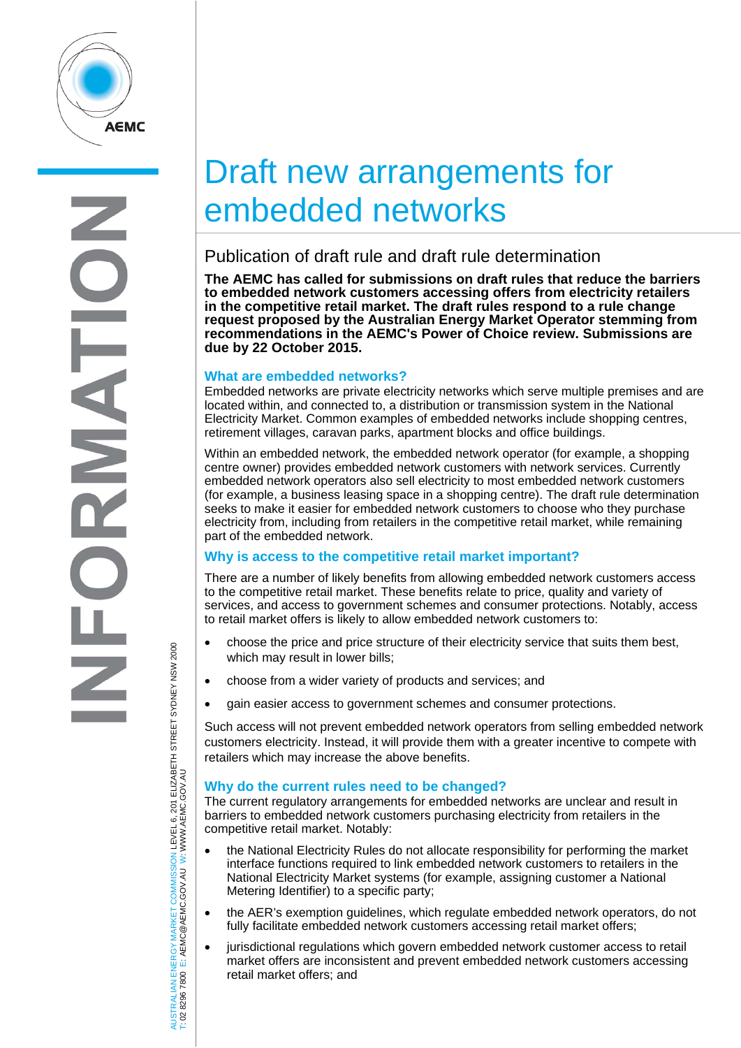# Draft new arrangements for embedded networks

## Publication of draft rule and draft rule determination

**The AEMC has called for submissions on draft rules that reduce the barriers to embedded network customers accessing offers from electricity retailers in the competitive retail market. The draft rules respond to a rule change request proposed by the Australian Energy Market Operator stemming from recommendations in the AEMC's Power of Choice review. Submissions are due by 22 October 2015.**

### What are embedded networks?

Embedded networks are private electricity networks which serve multiple premises and are located within, and connected to, a distribution or transmission system in the National Electricity Market. Common examples of embedded networks include shopping centres, retirement villages, caravan parks, apartment blocks and office buildings.

Within an embedded network, the embedded network operator (for example, a shopping centre owner) provides embedded network customers with network services. Currently embedded network operators also sell electricity to most embedded network customers (for example, a business leasing space in a shopping centre). The draft rule determination seeks to make it easier for embedded network customers to choose who they purchase electricity from, including from retailers in the competitive retail market, while remaining part of the embedded network.

### Why is access to the competitive retail market important?

There are a number of likely benefits from allowing embedded network customers access to the competitive retail market. These benefits relate to price, quality and variety of services, and access to government schemes and consumer protections. Notably, access to retail market offers is likely to allow embedded network customers to:

- choose the price and price structure of their electricity service that suits them best, which may result in lower bills;
- choose from a wider variety of products and services; and
- gain easier access to government schemes and consumer protections.

Such access will not prevent embedded network operators from selling embedded network customers electricity. Instead, it will provide them with a greater incentive to compete with retailers which may increase the above benefits.

### Why do the current rules need to be changed?

The current regulatory arrangements for embedded networks are unclear and result in barriers to embedded network customers purchasing electricity from retailers in the competitive retail market. Notably:

- the National Electricity Rules do not allocate responsibility for performing the market interface functions required to link embedded network customers to retailers in the National Electricity Market systems (for example, assigning customer a National Metering Identifier) to a specific party;
- the AER's exemption guidelines, which regulate embedded network operators, do not fully facilitate embedded network customers accessing retail market offers;
- jurisdictional regulations which govern embedded network customer access to retail market offers are inconsistent and prevent embedded network customers accessing retail market offers; and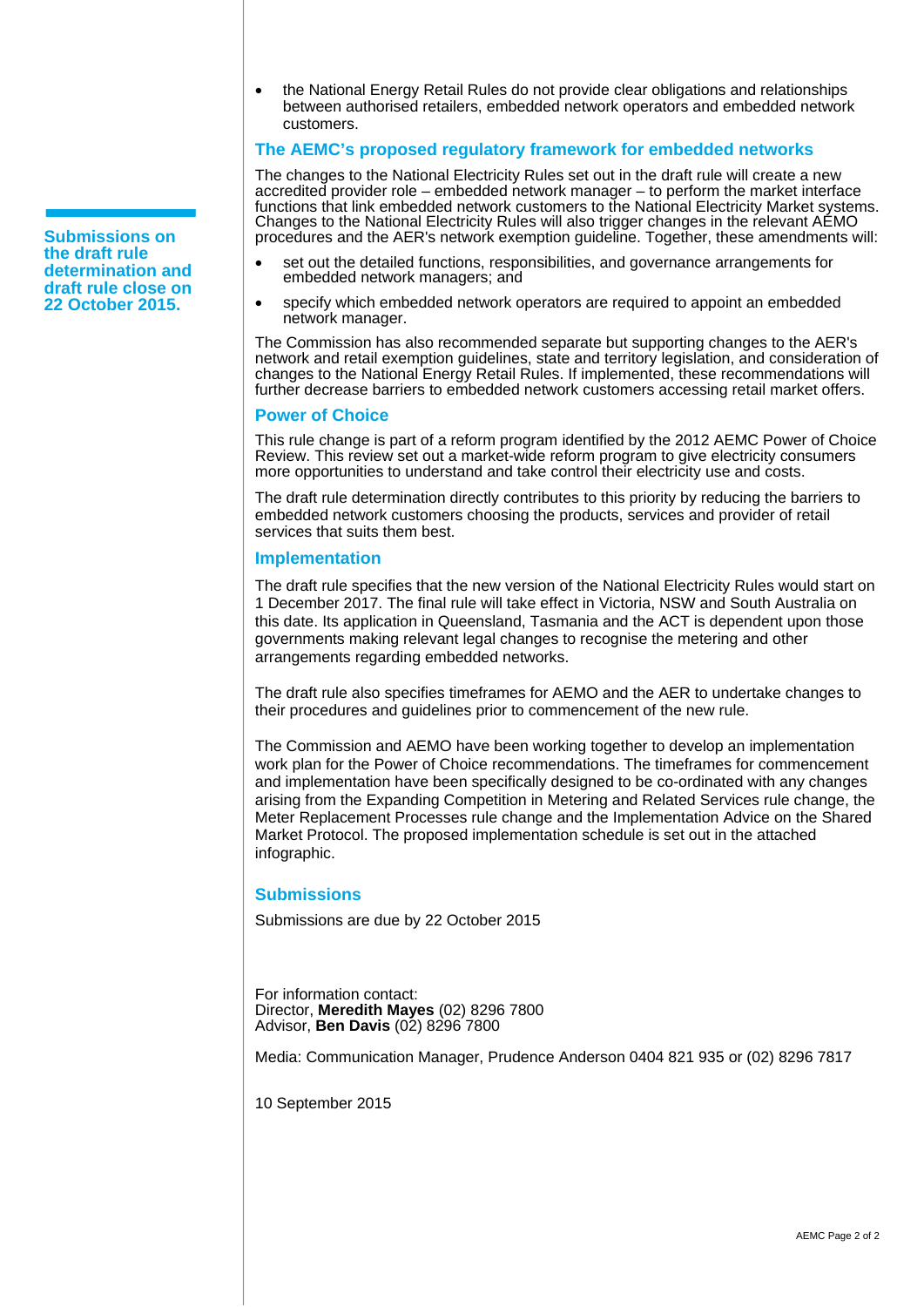- the National Energy Retail Rules do not provide clear obligations and relationships between authorised retailers, embedded network operators and embedded network customers.

## The AEMC's proposed regulatory framework for embedded networks

The changes to the National Electricity Rules set out in the draft rule will create a new accredited provider role – embedded network manager – to perform the market interface functions that link embedded network customers to the National Electricity Market systems. Changes to the National Electricity Rules will also trigger changes in the relevant AEMO procedures and the AER's network exemption guideline. Together, these amendments will:

- set out the detailed functions, responsibilities, and governance arrangements for embedded network managers; and
- specify which embedded network operators are required to appoint an embedded network manager.

The Commission has also recommended separate but supporting changes to the AER's network and retail exemption guidelines, state and territory legislation, and consideration of changes to the National Energy Retail Rules. If implemented, these recommendations will further decrease barriers to embedded network customers accessing retail market offers.

**Submissions on the draft rule determination and draft rule close on 22 October 2015.**

## Power of Choice

This rule change is part of a reform program identified by the 2012 AEMC Power of Choice Review. This review set out a market-wide reform program to give electricity consumers more opportunities to understand and take control their electricity use and costs.

The draft rule determination directly contributes to this priority by reducing the barriers to embedded network customers choosing the products, services and provider of retail services that suits them best.

## Implementation

The draft rule specifies that the new version of the National Electricity Rules would start on 1 December 2017. The final rule will take effect in Victoria, NSW and South Australia on this date. Its application in Queensland, Tasmania and the ACT is dependent upon those governments making relevant legal changes to recognise the metering and other arrangements regarding embedded networks.

The draft rule also specifies timeframes for AEMO and the AER to undertake changes to their procedures and guidelines prior to commencement of the new rule.

The Commission and AEMO have been working together to develop an implementation work plan for the Power of Choice recommendations. The timeframes for commencement and implementation have been specifically designed to be co-ordinated with any changes arising from the Expanding Competition in Metering and Related Services rule change, the Meter Replacement Processes rule change and the Implementation Advice on the Shared Market Protocol. The proposed implementation schedule is set out in the attached infographic.

## Submissions

Submissions are due by 22 October 2015

For information contact:
Director, **Meredith Mayes** (02) 8296 7800
Advisor, **Ben Davis** (02) 8296 7800

Media: Communication Manager, Prudence Anderson 0404 821 935 or (02) 8296 7817

10 September 2015